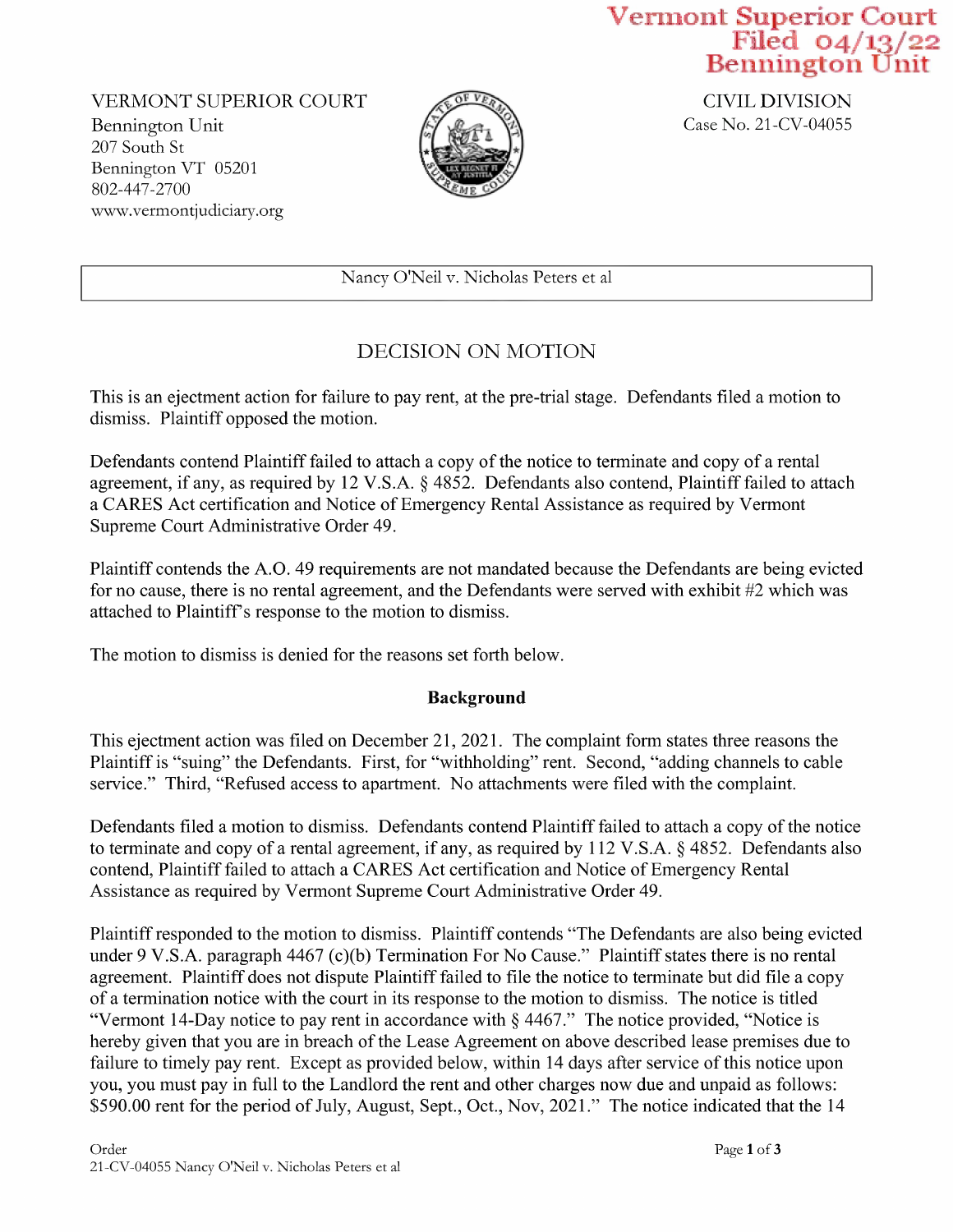Vermont Superior Court
Filed 04/13/22
Bennington Unit

VERMONT SUPERIOR COURT
Bennington Unit
207 South St
Bennington VT 05201
802-447-2700
www.vermontjudiciary.org

CIVIL DIVISION
Case No. 21-CV-04055

Nancy O'Neil v. Nicholas Peters et al

# DECISION ON MOTION

This is an ejectment action for failure to pay rent, at the pre-trial stage. Defendants filed a motion to dismiss. Plaintiff opposed the motion.

Defendants contend Plaintiff failed to attach a copy of the notice to terminate and copy of a rental agreement, if any, as required by 12 V.S.A. § 4852. Defendants also contend, Plaintiff failed to attach a CARES Act certification and Notice of Emergency Rental Assistance as required by Vermont Supreme Court Administrative Order 49.

Plaintiff contends the A.O. 49 requirements are not mandated because the Defendants are being evicted for no cause, there is no rental agreement, and the Defendants were served with exhibit #2 which was attached to Plaintiff's response to the motion to dismiss.

The motion to dismiss is denied for the reasons set forth below.

## Background

This ejectment action was filed on December 21, 2021. The complaint form states three reasons the Plaintiff is "suing" the Defendants. First, for "withholding" rent. Second, "adding channels to cable service." Third, "Refused access to apartment. No attachments were filed with the complaint.

Defendants filed a motion to dismiss. Defendants contend Plaintiff failed to attach a copy of the notice to terminate and copy of a rental agreement, if any, as required by 112 V.S.A. § 4852. Defendants also contend, Plaintiff failed to attach a CARES Act certification and Notice of Emergency Rental Assistance as required by Vermont Supreme Court Administrative Order 49.

Plaintiff responded to the motion to dismiss. Plaintiff contends "The Defendants are also being evicted under 9 V.S.A. paragraph 4467 (c)(b) Termination For No Cause." Plaintiff states there is no rental agreement. Plaintiff does not dispute Plaintiff failed to file the notice to terminate but did file a copy of a termination notice with the court in its response to the motion to dismiss. The notice is titled "Vermont 14-Day notice to pay rent in accordance with § 4467." The notice provided, "Notice is hereby given that you are in breach of the Lease Agreement on above described lease premises due to failure to timely pay rent. Except as provided below, within 14 days after service of this notice upon you, you must pay in full to the Landlord the rent and other charges now due and unpaid as follows: $590.00 rent for the period of July, August, Sept., Oct., Nov, 2021." The notice indicated that the 14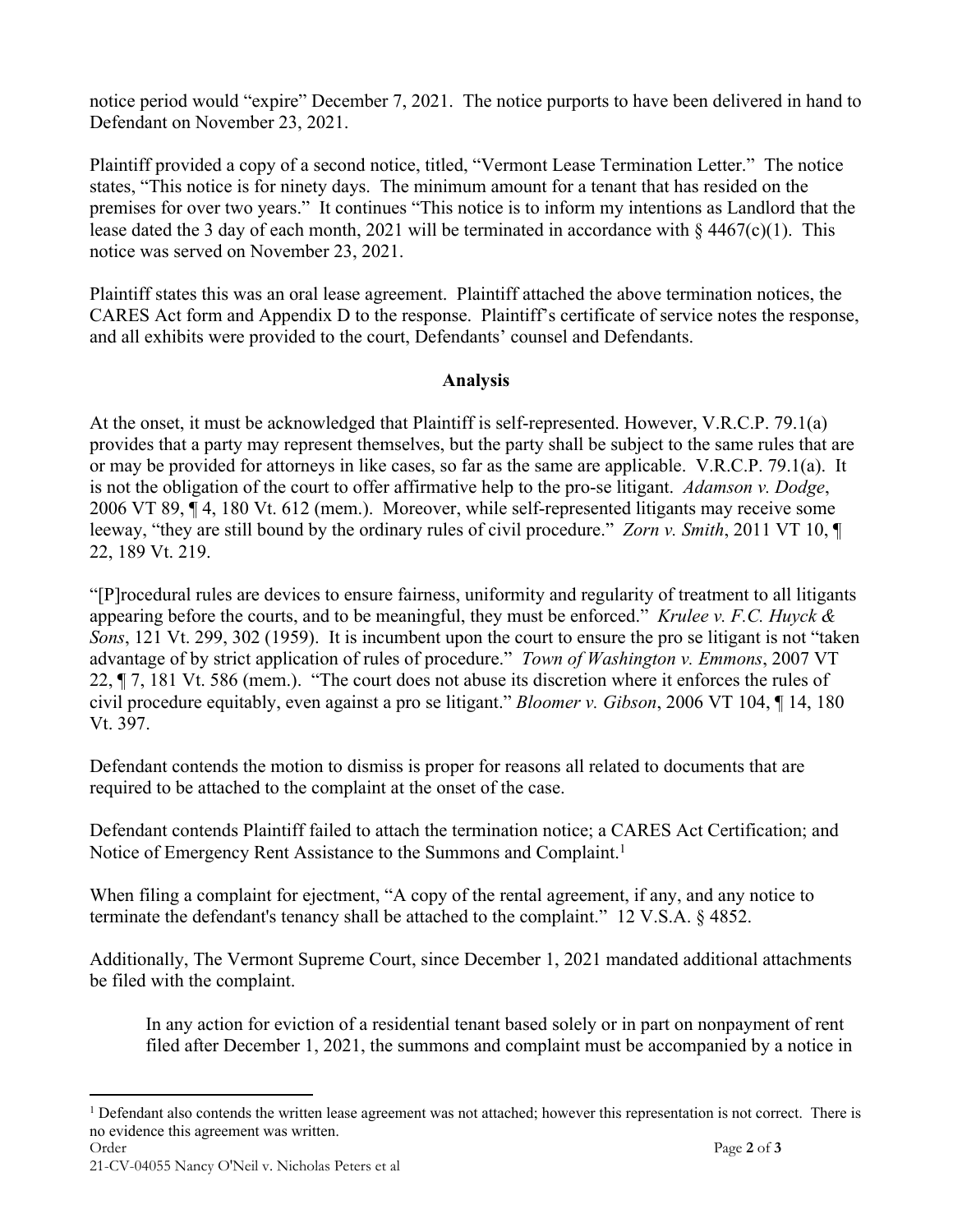notice period would "expire" December 7, 2021. The notice purports to have been delivered in hand to Defendant on November 23, 2021.

Plaintiff provided a copy of a second notice, titled, "Vermont Lease Termination Letter." The notice states, "This notice is for ninety days. The minimum amount for a tenant that has resided on the premises for over two years." It continues "This notice is to inform my intentions as Landlord that the lease dated the 3 day of each month, 2021 will be terminated in accordance with § 4467(c)(1). This notice was served on November 23, 2021.

Plaintiff states this was an oral lease agreement. Plaintiff attached the above termination notices, the CARES Act form and Appendix D to the response. Plaintiff's certificate of service notes the response, and all exhibits were provided to the court, Defendants' counsel and Defendants.

**Analysis**

At the onset, it must be acknowledged that Plaintiff is self-represented. However, V.R.C.P. 79.1(a) provides that a party may represent themselves, but the party shall be subject to the same rules that are or may be provided for attorneys in like cases, so far as the same are applicable. V.R.C.P. 79.1(a). It is not the obligation of the court to offer affirmative help to the pro-se litigant. *Adamson v. Dodge*, 2006 VT 89, ¶ 4, 180 Vt. 612 (mem.). Moreover, while self-represented litigants may receive some leeway, "they are still bound by the ordinary rules of civil procedure." *Zorn v. Smith*, 2011 VT 10, ¶ 22, 189 Vt. 219.

"[P]rocedural rules are devices to ensure fairness, uniformity and regularity of treatment to all litigants appearing before the courts, and to be meaningful, they must be enforced." *Krulee v. F.C. Huyck & Sons*, 121 Vt. 299, 302 (1959). It is incumbent upon the court to ensure the pro se litigant is not "taken advantage of by strict application of rules of procedure." *Town of Washington v. Emmons*, 2007 VT 22, ¶ 7, 181 Vt. 586 (mem.). "The court does not abuse its discretion where it enforces the rules of civil procedure equitably, even against a pro se litigant." *Bloomer v. Gibson*, 2006 VT 104, ¶ 14, 180 Vt. 397.

Defendant contends the motion to dismiss is proper for reasons all related to documents that are required to be attached to the complaint at the onset of the case.

Defendant contends Plaintiff failed to attach the termination notice; a CARES Act Certification; and Notice of Emergency Rent Assistance to the Summons and Complaint.[1]

When filing a complaint for ejectment, "A copy of the rental agreement, if any, and any notice to terminate the defendant's tenancy shall be attached to the complaint." 12 V.S.A. § 4852.

Additionally, The Vermont Supreme Court, since December 1, 2021 mandated additional attachments be filed with the complaint.

> In any action for eviction of a residential tenant based solely or in part on nonpayment of rent filed after December 1, 2021, the summons and complaint must be accompanied by a notice in

[1] Defendant also contends the written lease agreement was not attached; however this representation is not correct. There is no evidence this agreement was written.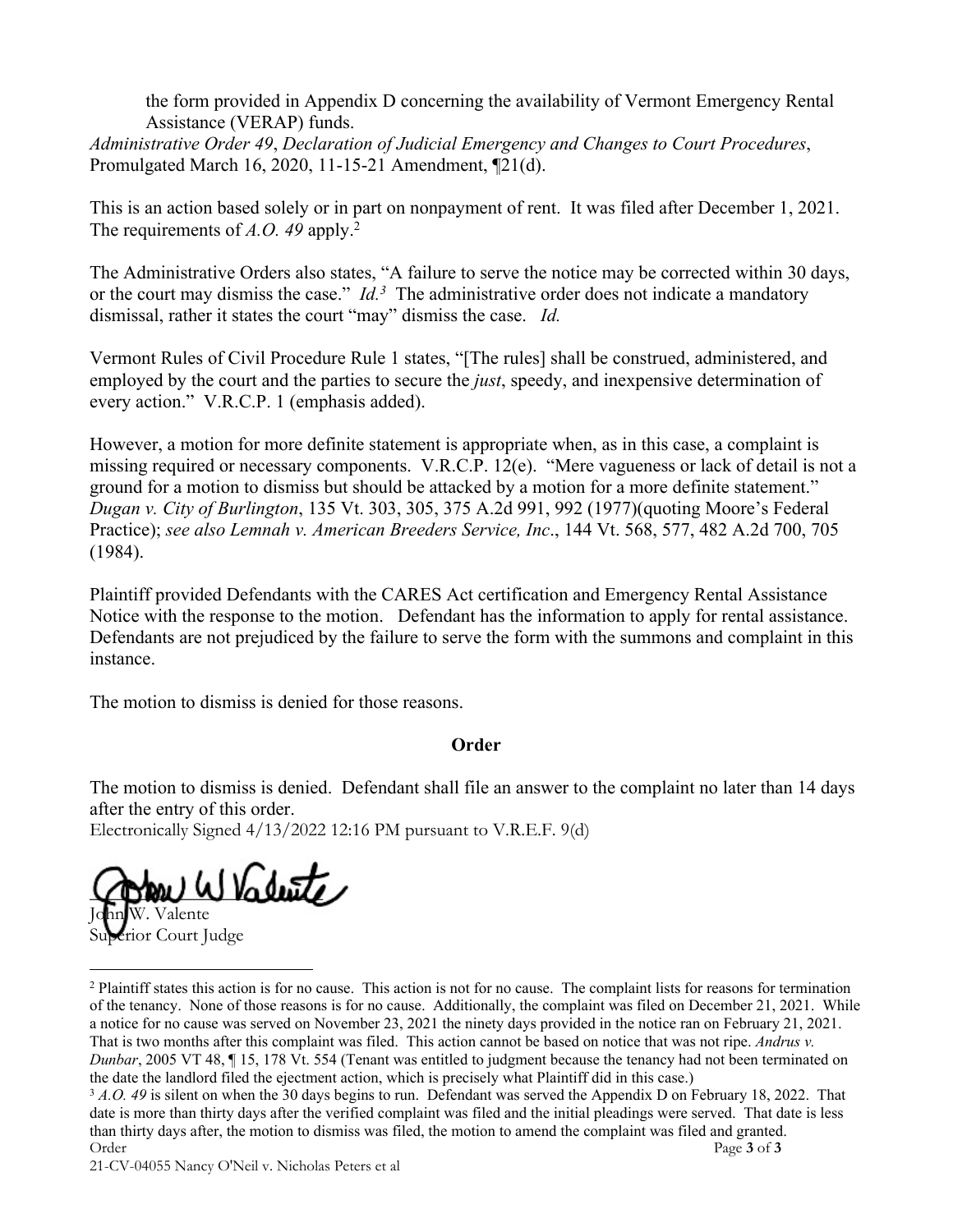the form provided in Appendix D concerning the availability of Vermont Emergency Rental Assistance (VERAP) funds.

*Administrative Order 49*, *Declaration of Judicial Emergency and Changes to Court Procedures*, Promulgated March 16, 2020, 11-15-21 Amendment, ¶21(d).

This is an action based solely or in part on nonpayment of rent. It was filed after December 1, 2021. The requirements of *A.O. 49* apply.[2]

The Administrative Orders also states, "A failure to serve the notice may be corrected within 30 days, or the court may dismiss the case." *Id.*[3] The administrative order does not indicate a mandatory dismissal, rather it states the court "may" dismiss the case. *Id.*

Vermont Rules of Civil Procedure Rule 1 states, "[The rules] shall be construed, administered, and employed by the court and the parties to secure the *just*, speedy, and inexpensive determination of every action." V.R.C.P. 1 (emphasis added).

However, a motion for more definite statement is appropriate when, as in this case, a complaint is missing required or necessary components. V.R.C.P. 12(e). "Mere vagueness or lack of detail is not a ground for a motion to dismiss but should be attacked by a motion for a more definite statement." *Dugan v. City of Burlington*, 135 Vt. 303, 305, 375 A.2d 991, 992 (1977)(quoting Moore's Federal Practice); *see also Lemnah v. American Breeders Service, Inc*., 144 Vt. 568, 577, 482 A.2d 700, 705 (1984).

Plaintiff provided Defendants with the CARES Act certification and Emergency Rental Assistance Notice with the response to the motion. Defendant has the information to apply for rental assistance. Defendants are not prejudiced by the failure to serve the form with the summons and complaint in this instance.

The motion to dismiss is denied for those reasons.

**Order**

The motion to dismiss is denied. Defendant shall file an answer to the complaint no later than 14 days after the entry of this order.

Electronically Signed 4/13/2022 12:16 PM pursuant to V.R.E.F. 9(d)

John W. Valente
Superior Court Judge

---

[2] Plaintiff states this action is for no cause. This action is not for no cause. The complaint lists for reasons for termination of the tenancy. None of those reasons is for no cause. Additionally, the complaint was filed on December 21, 2021. While a notice for no cause was served on November 23, 2021 the ninety days provided in the notice ran on February 21, 2021. That is two months after this complaint was filed. This action cannot be based on notice that was not ripe. *Andrus v. Dunbar*, 2005 VT 48, ¶ 15, 178 Vt. 554 (Tenant was entitled to judgment because the tenancy had not been terminated on the date the landlord filed the ejectment action, which is precisely what Plaintiff did in this case.)

[3] *A.O. 49* is silent on when the 30 days begins to run. Defendant was served the Appendix D on February 18, 2022. That date is more than thirty days after the verified complaint was filed and the initial pleadings were served. That date is less than thirty days after, the motion to dismiss was filed, the motion to amend the complaint was filed and granted.

Order

21-CV-04055 Nancy O'Neil v. Nicholas Peters et al